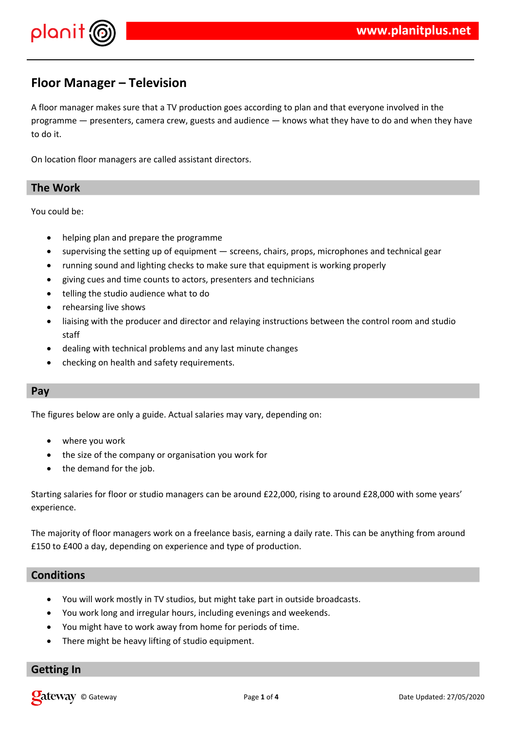# Floor Manager – Television

A floor manager makes sure that a TV production goes according to plan and that everyone involved in the programme — presenters, camera crew, guests and audience — knows what they have to do and when they have to do it.

On location floor managers are called assistant directors.

## The Work

You could be:

- helping plan and prepare the programme
- supervising the setting up of equipment — screens, chairs, props, microphones and technical gear
- running sound and lighting checks to make sure that equipment is working properly
- giving cues and time counts to actors, presenters and technicians
- telling the studio audience what to do
- rehearsing live shows
- liaising with the producer and director and relaying instructions between the control room and studio staff
- dealing with technical problems and any last minute changes
- checking on health and safety requirements.

## Pay

The figures below are only a guide. Actual salaries may vary, depending on:

- where you work
- the size of the company or organisation you work for
- the demand for the job.

Starting salaries for floor or studio managers can be around £22,000, rising to around £28,000 with some years' experience.

The majority of floor managers work on a freelance basis, earning a daily rate. This can be anything from around £150 to £400 a day, depending on experience and type of production.

## Conditions

- You will work mostly in TV studios, but might take part in outside broadcasts.
- You work long and irregular hours, including evenings and weekends.
- You might have to work away from home for periods of time.
- There might be heavy lifting of studio equipment.

## Getting In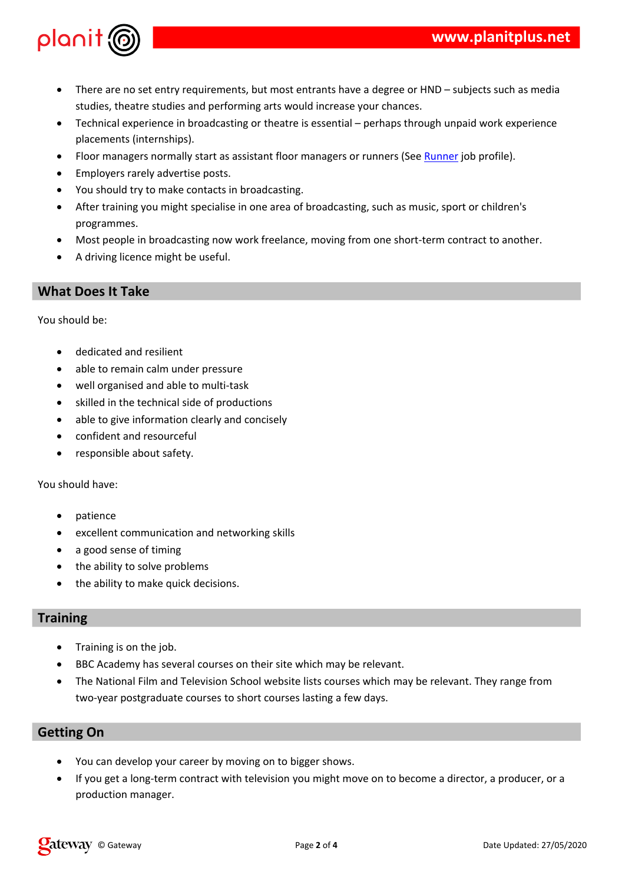- There are no set entry requirements, but most entrants have a degree or HND – subjects such as media studies, theatre studies and performing arts would increase your chances.
- Technical experience in broadcasting or theatre is essential – perhaps through unpaid work experience placements (internships).
- Floor managers normally start as assistant floor managers or runners (See Runner job profile).
- Employers rarely advertise posts.
- You should try to make contacts in broadcasting.
- After training you might specialise in one area of broadcasting, such as music, sport or children's programmes.
- Most people in broadcasting now work freelance, moving from one short-term contract to another.
- A driving licence might be useful.

## What Does It Take

You should be:

- dedicated and resilient
- able to remain calm under pressure
- well organised and able to multi-task
- skilled in the technical side of productions
- able to give information clearly and concisely
- confident and resourceful
- responsible about safety.

You should have:

- patience
- excellent communication and networking skills
- a good sense of timing
- the ability to solve problems
- the ability to make quick decisions.

## Training

- Training is on the job.
- BBC Academy has several courses on their site which may be relevant.
- The National Film and Television School website lists courses which may be relevant. They range from two-year postgraduate courses to short courses lasting a few days.

## Getting On

- You can develop your career by moving on to bigger shows.
- If you get a long-term contract with television you might move on to become a director, a producer, or a production manager.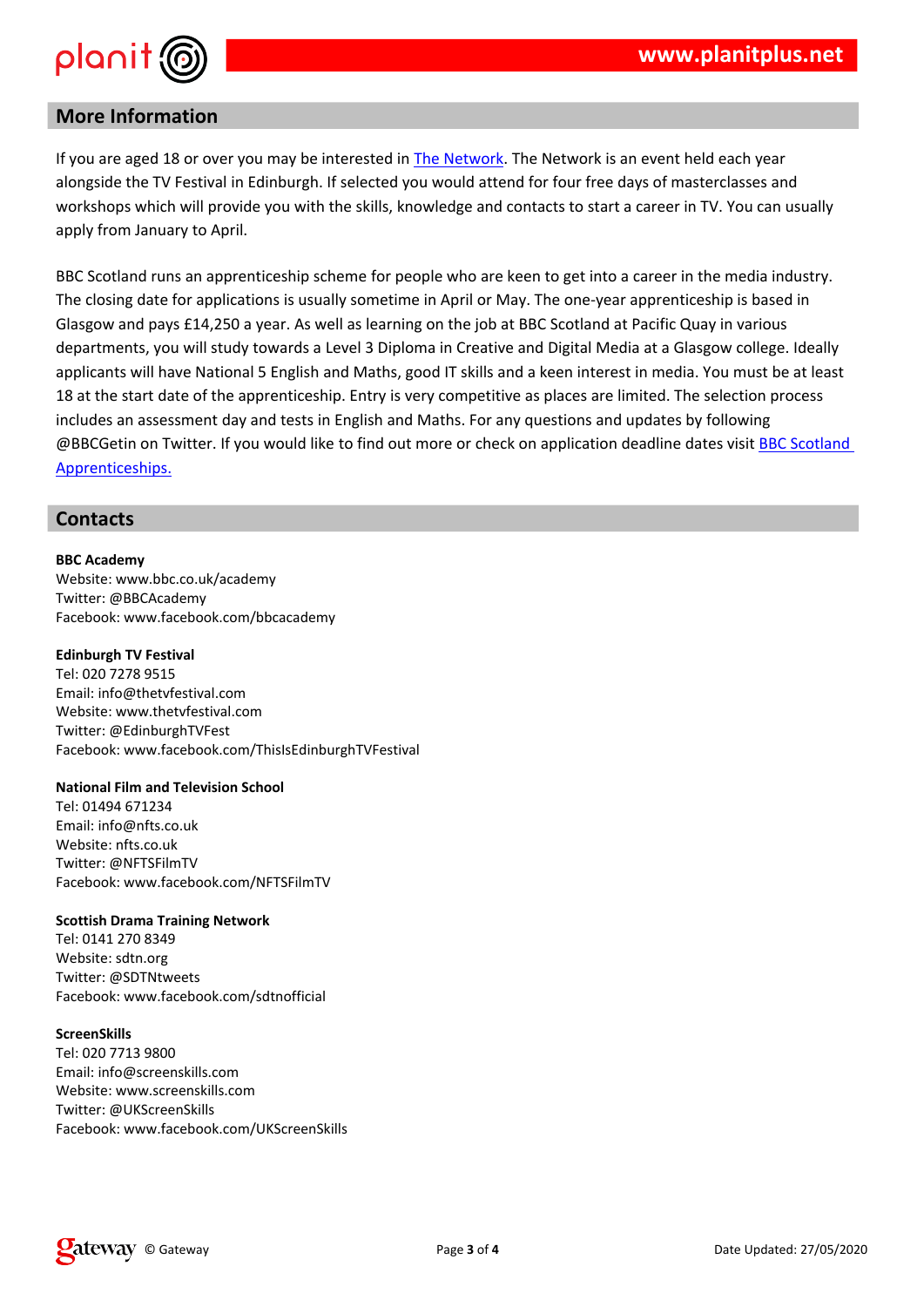## More Information

If you are aged 18 or over you may be interested in The Network. The Network is an event held each year alongside the TV Festival in Edinburgh. If selected you would attend for four free days of masterclasses and workshops which will provide you with the skills, knowledge and contacts to start a career in TV. You can usually apply from January to April.

BBC Scotland runs an apprenticeship scheme for people who are keen to get into a career in the media industry. The closing date for applications is usually sometime in April or May. The one-year apprenticeship is based in Glasgow and pays £14,250 a year. As well as learning on the job at BBC Scotland at Pacific Quay in various departments, you will study towards a Level 3 Diploma in Creative and Digital Media at a Glasgow college. Ideally applicants will have National 5 English and Maths, good IT skills and a keen interest in media. You must be at least 18 at the start date of the apprenticeship. Entry is very competitive as places are limited. The selection process includes an assessment day and tests in English and Maths. For any questions and updates by following @BBCGetin on Twitter. If you would like to find out more or check on application deadline dates visit BBC Scotland Apprenticeships.

## Contacts

**BBC Academy**
Website: www.bbc.co.uk/academy
Twitter: @BBCAcademy
Facebook: www.facebook.com/bbcacademy

**Edinburgh TV Festival**
Tel: 020 7278 9515
Email: info@thetvfestival.com
Website: www.thetvfestival.com
Twitter: @EdinburghTVFest
Facebook: www.facebook.com/ThisIsEdinburghTVFestival

**National Film and Television School**
Tel: 01494 671234
Email: info@nfts.co.uk
Website: nfts.co.uk
Twitter: @NFTSFilmTV
Facebook: www.facebook.com/NFTSFilmTV

**Scottish Drama Training Network**
Tel: 0141 270 8349
Website: sdtn.org
Twitter: @SDTNtweets
Facebook: www.facebook.com/sdtnofficial

**ScreenSkills**
Tel: 020 7713 9800
Email: info@screenskills.com
Website: www.screenskills.com
Twitter: @UKScreenSkills
Facebook: www.facebook.com/UKScreenSkills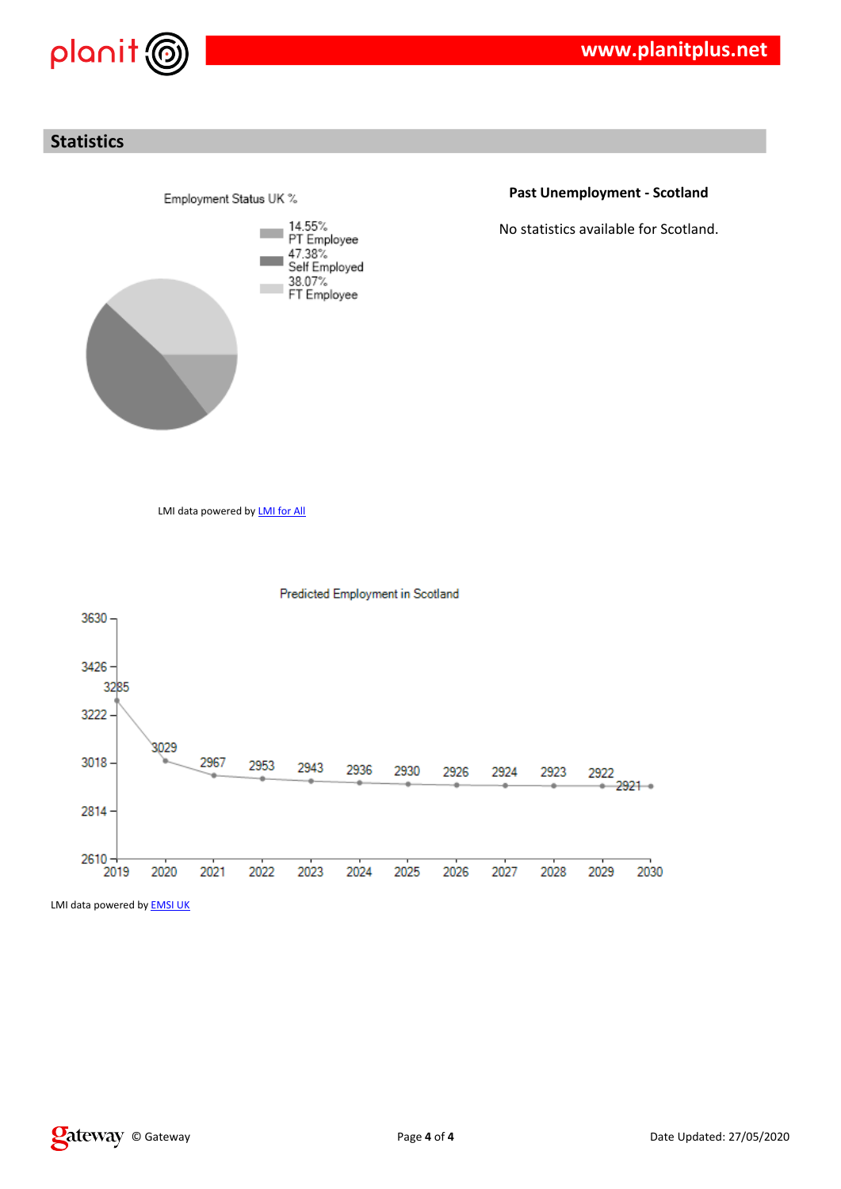## Statistics

Employment Status UK %

14.55%
PT Employee
47.38%
Self Employed
38.07%
FT Employee

LMI data powered by [LMI for All]

**Past Unemployment - Scotland**

No statistics available for Scotland.

Predicted Employment in Scotland

3630
3426
3222
3018
2814
2610

3285
3029
2967
2953
2943
2936
2930
2926
2924
2923
2922
2921

2019 2020 2021 2022 2023 2024 2025 2026 2027 2028 2029 2030

LMI data powered by [EMSI UK]